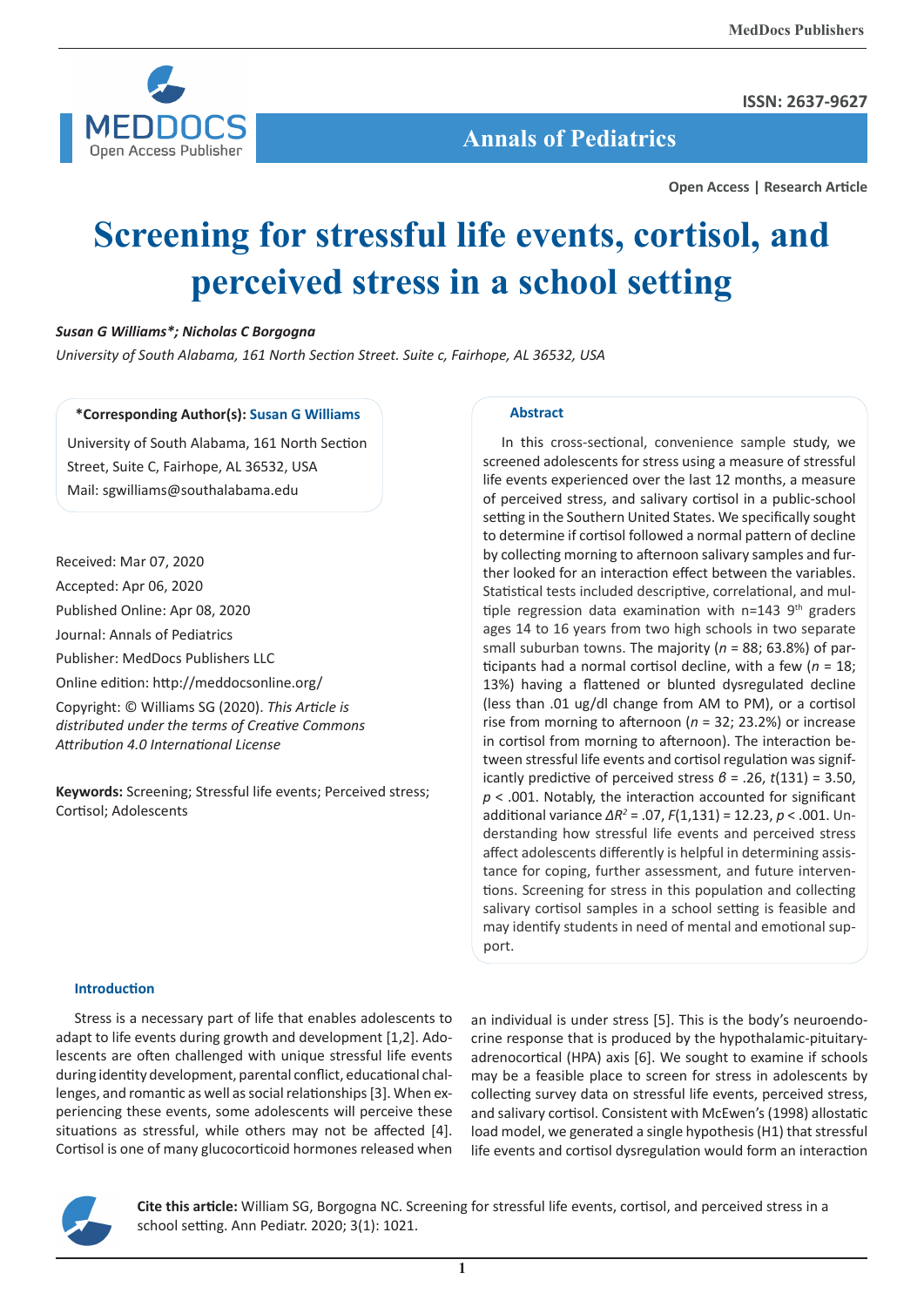ISSN: 2637-9627

Annals of Pediatrics

Open Access | Research Article

# Screening for stressful life events, cortisol, and perceived stress in a school setting

***Susan G Williams\*; Nicholas C Borgogna***

*University of South Alabama, 161 North Section Street. Suite c, Fairhope, AL 36532, USA*

**\*Corresponding Author(s): Susan G Williams**

University of South Alabama, 161 North Section Street, Suite C, Fairhope, AL 36532, USA

Mail: sgwilliams@southalabama.edu

Received: Mar 07, 2020

Accepted: Apr 06, 2020

Published Online: Apr 08, 2020

Journal: Annals of Pediatrics

Publisher: MedDocs Publishers LLC

Online edition: http://meddocsonline.org/

Copyright: © Williams SG (2020). *This Article is distributed under the terms of Creative Commons Attribution 4.0 International License*

**Keywords:** Screening; Stressful life events; Perceived stress; Cortisol; Adolescents

## Abstract

In this cross-sectional, convenience sample study, we screened adolescents for stress using a measure of stressful life events experienced over the last 12 months, a measure of perceived stress, and salivary cortisol in a public-school setting in the Southern United States. We specifically sought to determine if cortisol followed a normal pattern of decline by collecting morning to afternoon salivary samples and further looked for an interaction effect between the variables. Statistical tests included descriptive, correlational, and multiple regression data examination with n=143 9th graders ages 14 to 16 years from two high schools in two separate small suburban towns. The majority ($n$ = 88; 63.8%) of participants had a normal cortisol decline, with a few ($n$ = 18; 13%) having a flattened or blunted dysregulated decline (less than .01 ug/dl change from AM to PM), or a cortisol rise from morning to afternoon ($n$ = 32; 23.2%) or increase in cortisol from morning to afternoon). The interaction between stressful life events and cortisol regulation was significantly predictive of perceived stress $\beta$ = .26, $t(131)$ = 3.50, $p$ < .001. Notably, the interaction accounted for significant additional variance $\Delta R^2$ = .07, $F(1,131)$ = 12.23, $p$ < .001. Understanding how stressful life events and perceived stress affect adolescents differently is helpful in determining assistance for coping, further assessment, and future interventions. Screening for stress in this population and collecting salivary cortisol samples in a school setting is feasible and may identify students in need of mental and emotional support.

## Introduction

Stress is a necessary part of life that enables adolescents to adapt to life events during growth and development [1,2]. Adolescents are often challenged with unique stressful life events during identity development, parental conflict, educational challenges, and romantic as well as social relationships [3]. When experiencing these events, some adolescents will perceive these situations as stressful, while others may not be affected [4]. Cortisol is one of many glucocorticoid hormones released when an individual is under stress [5]. This is the body's neuroendocrine response that is produced by the hypothalamic-pituitary-adrenocortical (HPA) axis [6]. We sought to examine if schools may be a feasible place to screen for stress in adolescents by collecting survey data on stressful life events, perceived stress, and salivary cortisol. Consistent with McEwen's (1998) allostatic load model, we generated a single hypothesis (H1) that stressful life events and cortisol dysregulation would form an interaction

**Cite this article:** William SG, Borgogna NC. Screening for stressful life events, cortisol, and perceived stress in a school setting. Ann Pediatr. 2020; 3(1): 1021.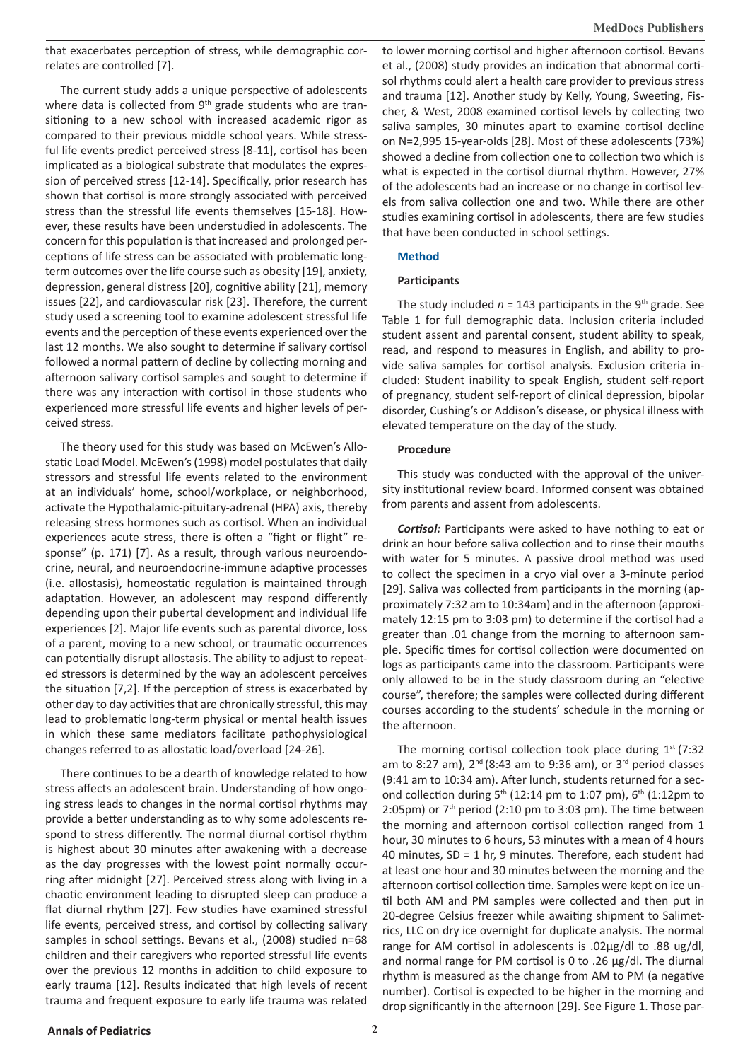that exacerbates perception of stress, while demographic correlates are controlled [7].

The current study adds a unique perspective of adolescents where data is collected from 9th grade students who are transitioning to a new school with increased academic rigor as compared to their previous middle school years. While stressful life events predict perceived stress [8-11], cortisol has been implicated as a biological substrate that modulates the expression of perceived stress [12-14]. Specifically, prior research has shown that cortisol is more strongly associated with perceived stress than the stressful life events themselves [15-18]. However, these results have been understudied in adolescents. The concern for this population is that increased and prolonged perceptions of life stress can be associated with problematic long-term outcomes over the life course such as obesity [19], anxiety, depression, general distress [20], cognitive ability [21], memory issues [22], and cardiovascular risk [23]. Therefore, the current study used a screening tool to examine adolescent stressful life events and the perception of these events experienced over the last 12 months. We also sought to determine if salivary cortisol followed a normal pattern of decline by collecting morning and afternoon salivary cortisol samples and sought to determine if there was any interaction with cortisol in those students who experienced more stressful life events and higher levels of perceived stress.

The theory used for this study was based on McEwen's Allostatic Load Model. McEwen's (1998) model postulates that daily stressors and stressful life events related to the environment at an individuals' home, school/workplace, or neighborhood, activate the Hypothalamic-pituitary-adrenal (HPA) axis, thereby releasing stress hormones such as cortisol. When an individual experiences acute stress, there is often a "fight or flight" response" (p. 171) [7]. As a result, through various neuroendocrine, neural, and neuroendocrine-immune adaptive processes (i.e. allostasis), homeostatic regulation is maintained through adaptation. However, an adolescent may respond differently depending upon their pubertal development and individual life experiences [2]. Major life events such as parental divorce, loss of a parent, moving to a new school, or traumatic occurrences can potentially disrupt allostasis. The ability to adjust to repeated stressors is determined by the way an adolescent perceives the situation [7,2]. If the perception of stress is exacerbated by other day to day activities that are chronically stressful, this may lead to problematic long-term physical or mental health issues in which these same mediators facilitate pathophysiological changes referred to as allostatic load/overload [24-26].

There continues to be a dearth of knowledge related to how stress affects an adolescent brain. Understanding of how ongoing stress leads to changes in the normal cortisol rhythms may provide a better understanding as to why some adolescents respond to stress differently. The normal diurnal cortisol rhythm is highest about 30 minutes after awakening with a decrease as the day progresses with the lowest point normally occurring after midnight [27]. Perceived stress along with living in a chaotic environment leading to disrupted sleep can produce a flat diurnal rhythm [27]. Few studies have examined stressful life events, perceived stress, and cortisol by collecting salivary samples in school settings. Bevans et al., (2008) studied n=68 children and their caregivers who reported stressful life events over the previous 12 months in addition to child exposure to early trauma [12]. Results indicated that high levels of recent trauma and frequent exposure to early life trauma was related to lower morning cortisol and higher afternoon cortisol. Bevans et al., (2008) study provides an indication that abnormal cortisol rhythms could alert a health care provider to previous stress and trauma [12]. Another study by Kelly, Young, Sweeting, Fischer, & West, 2008 examined cortisol levels by collecting two saliva samples, 30 minutes apart to examine cortisol decline on N=2,995 15-year-olds [28]. Most of these adolescents (73%) showed a decline from collection one to collection two which is what is expected in the cortisol diurnal rhythm. However, 27% of the adolescents had an increase or no change in cortisol levels from saliva collection one and two. While there are other studies examining cortisol in adolescents, there are few studies that have been conducted in school settings.

## Method

### Participants

The study included $n$ = 143 participants in the 9th grade. See Table 1 for full demographic data. Inclusion criteria included student assent and parental consent, student ability to speak, read, and respond to measures in English, and ability to provide saliva samples for cortisol analysis. Exclusion criteria included: Student inability to speak English, student self-report of pregnancy, student self-report of clinical depression, bipolar disorder, Cushing's or Addison's disease, or physical illness with elevated temperature on the day of the study.

### Procedure

This study was conducted with the approval of the university institutional review board. Informed consent was obtained from parents and assent from adolescents.

***Cortisol:*** Participants were asked to have nothing to eat or drink an hour before saliva collection and to rinse their mouths with water for 5 minutes. A passive drool method was used to collect the specimen in a cryo vial over a 3-minute period [29]. Saliva was collected from participants in the morning (approximately 7:32 am to 10:34am) and in the afternoon (approximately 12:15 pm to 3:03 pm) to determine if the cortisol had a greater than .01 change from the morning to afternoon sample. Specific times for cortisol collection were documented on logs as participants came into the classroom. Participants were only allowed to be in the study classroom during an "elective course", therefore; the samples were collected during different courses according to the students' schedule in the morning or the afternoon.

The morning cortisol collection took place during 1st (7:32 am to 8:27 am), 2nd (8:43 am to 9:36 am), or 3rd period classes (9:41 am to 10:34 am). After lunch, students returned for a second collection during 5th (12:14 pm to 1:07 pm), 6th (1:12pm to 2:05pm) or 7th period (2:10 pm to 3:03 pm). The time between the morning and afternoon cortisol collection ranged from 1 hour, 30 minutes to 6 hours, 53 minutes with a mean of 4 hours 40 minutes, SD = 1 hr, 9 minutes. Therefore, each student had at least one hour and 30 minutes between the morning and the afternoon cortisol collection time. Samples were kept on ice until both AM and PM samples were collected and then put in 20-degree Celsius freezer while awaiting shipment to Salimetrics, LLC on dry ice overnight for duplicate analysis. The normal range for AM cortisol in adolescents is .02µg/dl to .88 ug/dl, and normal range for PM cortisol is 0 to .26 µg/dl. The diurnal rhythm is measured as the change from AM to PM (a negative number). Cortisol is expected to be higher in the morning and drop significantly in the afternoon [29]. See Figure 1. Those par-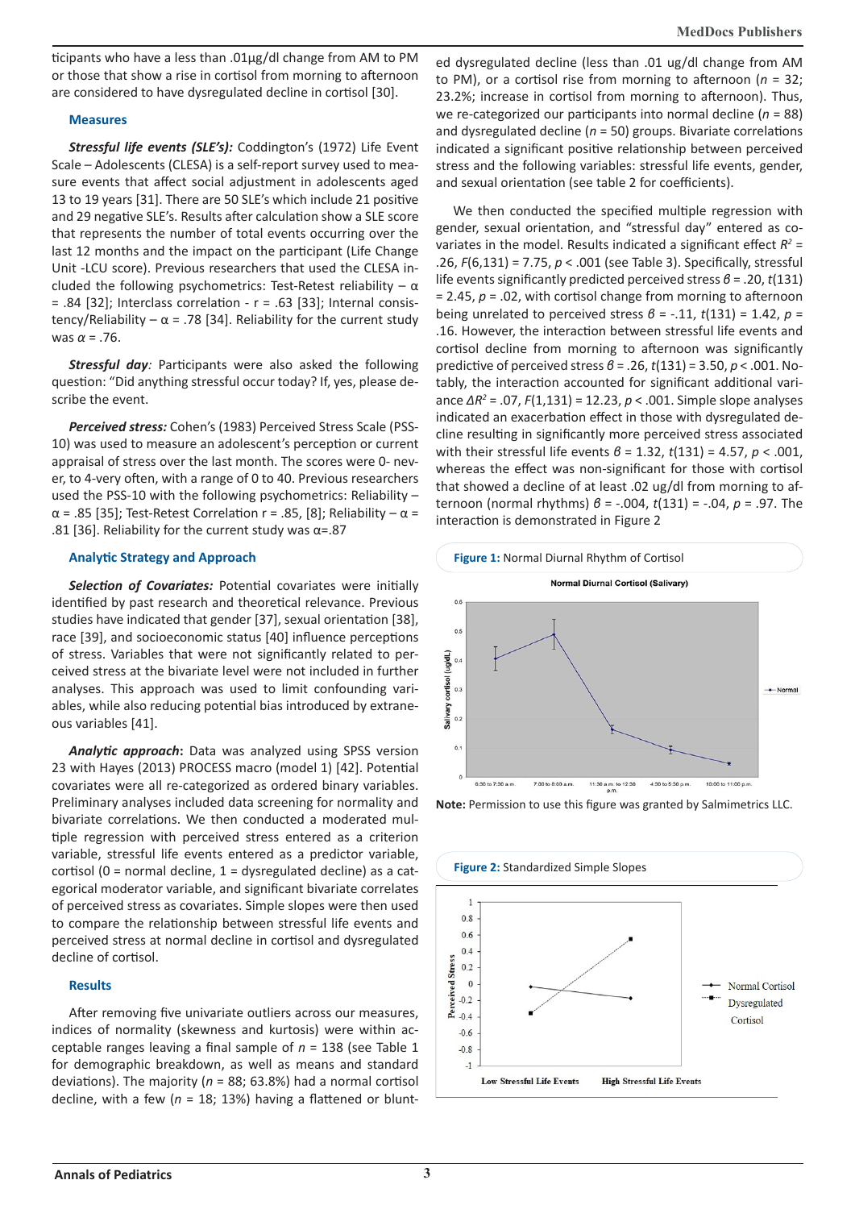ticipants who have a less than .01µg/dl change from AM to PM or those that show a rise in cortisol from morning to afternoon are considered to have dysregulated decline in cortisol [30].

### Measures

***Stressful life events (SLE's):*** Coddington's (1972) Life Event Scale – Adolescents (CLESA) is a self-report survey used to measure events that affect social adjustment in adolescents aged 13 to 19 years [31]. There are 50 SLE's which include 21 positive and 29 negative SLE's. Results after calculation show a SLE score that represents the number of total events occurring over the last 12 months and the impact on the participant (Life Change Unit -LCU score). Previous researchers that used the CLESA included the following psychometrics: Test-Retest reliability – α = .84 [32]; Interclass correlation - r = .63 [33]; Internal consistency/Reliability – α = .78 [34]. Reliability for the current study was *α* = .76.

***Stressful day**:* Participants were also asked the following question: "Did anything stressful occur today? If, yes, please describe the event.

***Perceived stress:*** Cohen's (1983) Perceived Stress Scale (PSS-10) was used to measure an adolescent's perception or current appraisal of stress over the last month. The scores were 0- never, to 4-very often, with a range of 0 to 40. Previous researchers used the PSS-10 with the following psychometrics: Reliability – α = .85 [35]; Test-Retest Correlation r = .85, [8]; Reliability – α = .81 [36]. Reliability for the current study was α=.87

### Analytic Strategy and Approach

***Selection of Covariates:*** Potential covariates were initially identified by past research and theoretical relevance. Previous studies have indicated that gender [37], sexual orientation [38], race [39], and socioeconomic status [40] influence perceptions of stress. Variables that were not significantly related to perceived stress at the bivariate level were not included in further analyses. This approach was used to limit confounding variables, while also reducing potential bias introduced by extraneous variables [41].

***Analytic approach*:** Data was analyzed using SPSS version 23 with Hayes (2013) PROCESS macro (model 1) [42]. Potential covariates were all re-categorized as ordered binary variables. Preliminary analyses included data screening for normality and bivariate correlations. We then conducted a moderated multiple regression with perceived stress entered as a criterion variable, stressful life events entered as a predictor variable, cortisol (0 = normal decline, 1 = dysregulated decline) as a categorical moderator variable, and significant bivariate correlates of perceived stress as covariates. Simple slopes were then used to compare the relationship between stressful life events and perceived stress at normal decline in cortisol and dysregulated decline of cortisol.

### Results

After removing five univariate outliers across our measures, indices of normality (skewness and kurtosis) were within acceptable ranges leaving a final sample of *n* = 138 (see Table 1 for demographic breakdown, as well as means and standard deviations). The majority (*n* = 88; 63.8%) had a normal cortisol decline, with a few (*n* = 18; 13%) having a flattened or blunted dysregulated decline (less than .01 ug/dl change from AM to PM), or a cortisol rise from morning to afternoon (*n* = 32; 23.2%; increase in cortisol from morning to afternoon). Thus, we re-categorized our participants into normal decline (*n* = 88) and dysregulated decline (*n* = 50) groups. Bivariate correlations indicated a significant positive relationship between perceived stress and the following variables: stressful life events, gender, and sexual orientation (see table 2 for coefficients).

We then conducted the specified multiple regression with gender, sexual orientation, and "stressful day" entered as covariates in the model. Results indicated a significant effect $R^2$ = .26, $F$(6,131) = 7.75, $p$ < .001 (see Table 3). Specifically, stressful life events significantly predicted perceived stress $\beta$ = .20, $t$(131) = 2.45, $p$ = .02, with cortisol change from morning to afternoon being unrelated to perceived stress $\beta$ = -.11, $t$(131) = 1.42, $p$ = .16. However, the interaction between stressful life events and cortisol decline from morning to afternoon was significantly predictive of perceived stress $\beta$ = .26, $t$(131) = 3.50, $p$ < .001. Notably, the interaction accounted for significant additional variance $\Delta R^2$ = .07, $F$(1,131) = 12.23, $p$ < .001. Simple slope analyses indicated an exacerbation effect in those with dysregulated decline resulting in significantly more perceived stress associated with their stressful life events $\beta$ = 1.32, $t$(131) = 4.57, $p$ < .001, whereas the effect was non-significant for those with cortisol that showed a decline of at least .02 ug/dl from morning to afternoon (normal rhythms) $\beta$ = -.004, $t$(131) = -.04, $p$ = .97. The interaction is demonstrated in Figure 2

**Figure 1:** Normal Diurnal Rhythm of Cortisol

Normal Diurnal Cortisol (Salivary)

Salivary cortisol (ug/dL)

0.6
0.5
0.4
0.3
0.2
0.1
0

6:30 to 7:30 a.m.
7:00 to 8:00 a.m.
11:30 a.m. to 12:30 p.m.
4:30 to 5:30 p.m.
10:00 to 11:00 p.m.

Normal

**Note:** Permission to use this figure was granted by Salmimetrics LLC.

**Figure 2:** Standardized Simple Slopes

Perceived Stress

1
0.8
0.6
0.4
0.2
0
-0.2
-0.4
-0.6
-0.8
-1

Low Stressful Life Events
High Stressful Life Events

Normal Cortisol
Dysregulated Cortisol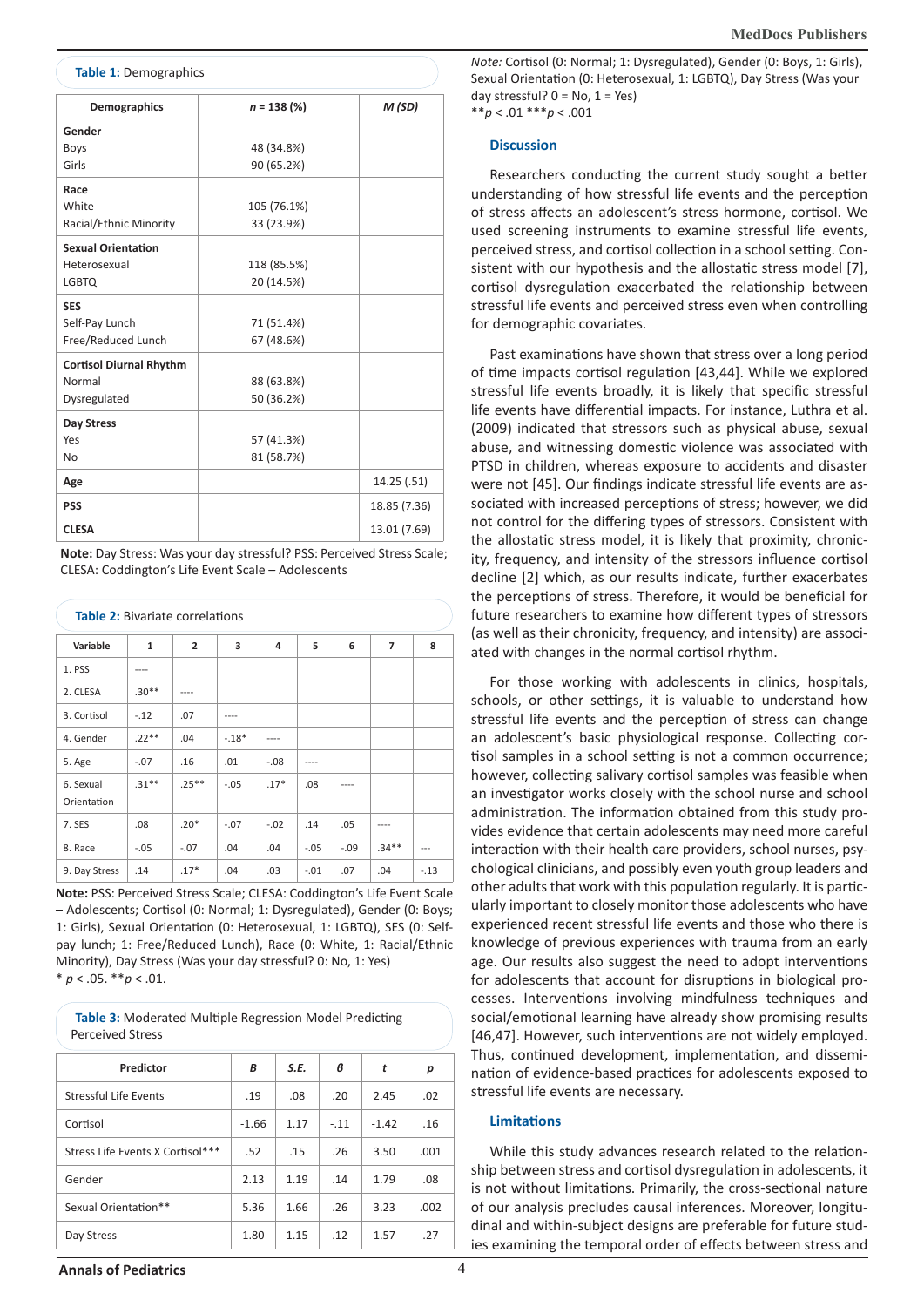**Table 1:** Demographics

| Demographics | *n* = 138 (%) | *M (SD)* |
|---|---|---|
| **Gender** | | |
| Boys | 48 (34.8%) | |
| Girls | 90 (65.2%) | |
| **Race** | | |
| White | 105 (76.1%) | |
| Racial/Ethnic Minority | 33 (23.9%) | |
| **Sexual Orientation** | | |
| Heterosexual | 118 (85.5%) | |
| LGBTQ | 20 (14.5%) | |
| **SES** | | |
| Self-Pay Lunch | 71 (51.4%) | |
| Free/Reduced Lunch | 67 (48.6%) | |
| **Cortisol Diurnal Rhythm** | | |
| Normal | 88 (63.8%) | |
| Dysregulated | 50 (36.2%) | |
| **Day Stress** | | |
| Yes | 57 (41.3%) | |
| No | 81 (58.7%) | |
| **Age** | | 14.25 (.51) |
| **PSS** | | 18.85 (7.36) |
| **CLESA** | | 13.01 (7.69) |

**Note:** Day Stress: Was your day stressful? PSS: Perceived Stress Scale; CLESA: Coddington's Life Event Scale – Adolescents

**Table 2:** Bivariate correlations

| Variable | 1 | 2 | 3 | 4 | 5 | 6 | 7 | 8 |
|---|---|---|---|---|---|---|---|---|
| 1. PSS | ---- | | | | | | | |
| 2. CLESA | .30** | ---- | | | | | | |
| 3. Cortisol | -.12 | .07 | ---- | | | | | |
| 4. Gender | .22** | .04 | -.18* | ---- | | | | |
| 5. Age | -.07 | .16 | .01 | -.08 | ---- | | | |
| 6. Sexual Orientation | .31** | .25** | -.05 | .17* | .08 | ---- | | |
| 7. SES | .08 | .20* | -.07 | -.02 | .14 | .05 | ---- | |
| 8. Race | -.05 | -.07 | .04 | .04 | -.05 | -.09 | .34** | --- |
| 9. Day Stress | .14 | .17* | .04 | .03 | -.01 | .07 | .04 | -.13 |

**Note:** PSS: Perceived Stress Scale; CLESA: Coddington's Life Event Scale – Adolescents; Cortisol (0: Normal; 1: Dysregulated), Gender (0: Boys; 1: Girls), Sexual Orientation (0: Heterosexual, 1: LGBTQ), SES (0: Self-pay lunch; 1: Free/Reduced Lunch), Race (0: White, 1: Racial/Ethnic Minority), Day Stress (Was your day stressful? 0: No, 1: Yes)
\* $p < .05$. \*\*$p < .01$.

**Table 3:** Moderated Multiple Regression Model Predicting Perceived Stress

| Predictor | *B* | *S.E.* | *β* | *t* | *p* |
|---|---|---|---|---|---|
| Stressful Life Events | .19 | .08 | .20 | 2.45 | .02 |
| Cortisol | -1.66 | 1.17 | -.11 | -1.42 | .16 |
| Stress Life Events X Cortisol*** | .52 | .15 | .26 | 3.50 | .001 |
| Gender | 2.13 | 1.19 | .14 | 1.79 | .08 |
| Sexual Orientation** | 5.36 | 1.66 | .26 | 3.23 | .002 |
| Day Stress | 1.80 | 1.15 | .12 | 1.57 | .27 |

*Note:* Cortisol (0: Normal; 1: Dysregulated), Gender (0: Boys, 1: Girls), Sexual Orientation (0: Heterosexual, 1: LGBTQ), Day Stress (Was your day stressful? 0 = No, 1 = Yes)
\*\*$p < .01$ \*\*\*$p < .001$

## Discussion

Researchers conducting the current study sought a better understanding of how stressful life events and the perception of stress affects an adolescent's stress hormone, cortisol. We used screening instruments to examine stressful life events, perceived stress, and cortisol collection in a school setting. Consistent with our hypothesis and the allostatic stress model [7], cortisol dysregulation exacerbated the relationship between stressful life events and perceived stress even when controlling for demographic covariates.

Past examinations have shown that stress over a long period of time impacts cortisol regulation [43,44]. While we explored stressful life events broadly, it is likely that specific stressful life events have differential impacts. For instance, Luthra et al. (2009) indicated that stressors such as physical abuse, sexual abuse, and witnessing domestic violence was associated with PTSD in children, whereas exposure to accidents and disaster were not [45]. Our findings indicate stressful life events are associated with increased perceptions of stress; however, we did not control for the differing types of stressors. Consistent with the allostatic stress model, it is likely that proximity, chronicity, frequency, and intensity of the stressors influence cortisol decline [2] which, as our results indicate, further exacerbates the perceptions of stress. Therefore, it would be beneficial for future researchers to examine how different types of stressors (as well as their chronicity, frequency, and intensity) are associated with changes in the normal cortisol rhythm.

For those working with adolescents in clinics, hospitals, schools, or other settings, it is valuable to understand how stressful life events and the perception of stress can change an adolescent's basic physiological response. Collecting cortisol samples in a school setting is not a common occurrence; however, collecting salivary cortisol samples was feasible when an investigator works closely with the school nurse and school administration. The information obtained from this study provides evidence that certain adolescents may need more careful interaction with their health care providers, school nurses, psychological clinicians, and possibly even youth group leaders and other adults that work with this population regularly. It is particularly important to closely monitor those adolescents who have experienced recent stressful life events and those who there is knowledge of previous experiences with trauma from an early age. Our results also suggest the need to adopt interventions for adolescents that account for disruptions in biological processes. Interventions involving mindfulness techniques and social/emotional learning have already show promising results [46,47]. However, such interventions are not widely employed. Thus, continued development, implementation, and dissemination of evidence-based practices for adolescents exposed to stressful life events are necessary.

## Limitations

While this study advances research related to the relationship between stress and cortisol dysregulation in adolescents, it is not without limitations. Primarily, the cross-sectional nature of our analysis precludes causal inferences. Moreover, longitudinal and within-subject designs are preferable for future studies examining the temporal order of effects between stress and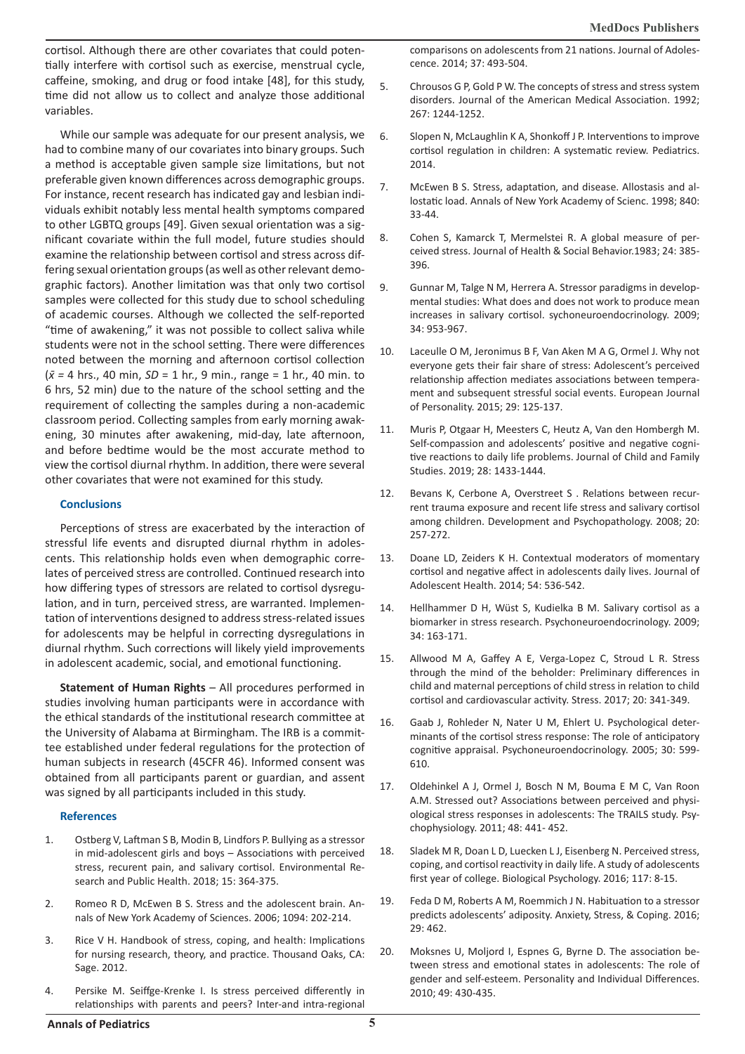cortisol. Although there are other covariates that could potentially interfere with cortisol such as exercise, menstrual cycle, caffeine, smoking, and drug or food intake [48], for this study, time did not allow us to collect and analyze those additional variables.

While our sample was adequate for our present analysis, we had to combine many of our covariates into binary groups. Such a method is acceptable given sample size limitations, but not preferable given known differences across demographic groups. For instance, recent research has indicated gay and lesbian individuals exhibit notably less mental health symptoms compared to other LGBTQ groups [49]. Given sexual orientation was a significant covariate within the full model, future studies should examine the relationship between cortisol and stress across differing sexual orientation groups (as well as other relevant demographic factors). Another limitation was that only two cortisol samples were collected for this study due to school scheduling of academic courses. Although we collected the self-reported "time of awakening," it was not possible to collect saliva while students were not in the school setting. There were differences noted between the morning and afternoon cortisol collection ($\bar{x}$ = 4 hrs., 40 min, *SD* = 1 hr., 9 min., range = 1 hr., 40 min. to 6 hrs, 52 min) due to the nature of the school setting and the requirement of collecting the samples during a non-academic classroom period. Collecting samples from early morning awakening, 30 minutes after awakening, mid-day, late afternoon, and before bedtime would be the most accurate method to view the cortisol diurnal rhythm. In addition, there were several other covariates that were not examined for this study.

## Conclusions

Perceptions of stress are exacerbated by the interaction of stressful life events and disrupted diurnal rhythm in adolescents. This relationship holds even when demographic correlates of perceived stress are controlled. Continued research into how differing types of stressors are related to cortisol dysregulation, and in turn, perceived stress, are warranted. Implementation of interventions designed to address stress-related issues for adolescents may be helpful in correcting dysregulations in diurnal rhythm. Such corrections will likely yield improvements in adolescent academic, social, and emotional functioning.

**Statement of Human Rights** – All procedures performed in studies involving human participants were in accordance with the ethical standards of the institutional research committee at the University of Alabama at Birmingham. The IRB is a committee established under federal regulations for the protection of human subjects in research (45CFR 46). Informed consent was obtained from all participants parent or guardian, and assent was signed by all participants included in this study.

## References

1. Ostberg V, Laftman S B, Modin B, Lindfors P. Bullying as a stressor in mid-adolescent girls and boys – Associations with perceived stress, recurent pain, and salivary cortisol. Environmental Research and Public Health. 2018; 15: 364-375.
2. Romeo R D, McEwen B S. Stress and the adolescent brain. Annals of New York Academy of Sciences. 2006; 1094: 202-214.
3. Rice V H. Handbook of stress, coping, and health: Implications for nursing research, theory, and practice. Thousand Oaks, CA: Sage. 2012.
4. Persike M. Seiffge-Krenke I. Is stress perceived differently in relationships with parents and peers? Inter-and intra-regional comparisons on adolescents from 21 nations. Journal of Adolescence. 2014; 37: 493-504.
5. Chrousos G P, Gold P W. The concepts of stress and stress system disorders. Journal of the American Medical Association. 1992; 267: 1244-1252.
6. Slopen N, McLaughlin K A, Shonkoff J P. Interventions to improve cortisol regulation in children: A systematic review. Pediatrics. 2014.
7. McEwen B S. Stress, adaptation, and disease. Allostasis and allostatic load. Annals of New York Academy of Scienc. 1998; 840: 33-44.
8. Cohen S, Kamarck T, Mermelstei R. A global measure of perceived stress. Journal of Health & Social Behavior.1983; 24: 385-396.
9. Gunnar M, Talge N M, Herrera A. Stressor paradigms in developmental studies: What does and does not work to produce mean increases in salivary cortisol. sychoneuroendocrinology. 2009; 34: 953-967.
10. Laceulle O M, Jeronimus B F, Van Aken M A G, Ormel J. Why not everyone gets their fair share of stress: Adolescent's perceived relationship affection mediates associations between temperament and subsequent stressful social events. European Journal of Personality. 2015; 29: 125-137.
11. Muris P, Otgaar H, Meesters C, Heutz A, Van den Hombergh M. Self-compassion and adolescents' positive and negative cognitive reactions to daily life problems. Journal of Child and Family Studies. 2019; 28: 1433-1444.
12. Bevans K, Cerbone A, Overstreet S . Relations between recurrent trauma exposure and recent life stress and salivary cortisol among children. Development and Psychopathology. 2008; 20: 257-272.
13. Doane LD, Zeiders K H. Contextual moderators of momentary cortisol and negative affect in adolescents daily lives. Journal of Adolescent Health. 2014; 54: 536-542.
14. Hellhammer D H, Wüst S, Kudielka B M. Salivary cortisol as a biomarker in stress research. Psychoneuroendocrinology. 2009; 34: 163-171.
15. Allwood M A, Gaffey A E, Verga-Lopez C, Stroud L R. Stress through the mind of the beholder: Preliminary differences in child and maternal perceptions of child stress in relation to child cortisol and cardiovascular activity. Stress. 2017; 20: 341-349.
16. Gaab J, Rohleder N, Nater U M, Ehlert U. Psychological determinants of the cortisol stress response: The role of anticipatory cognitive appraisal. Psychoneuroendocrinology. 2005; 30: 599-610.
17. Oldehinkel A J, Ormel J, Bosch N M, Bouma E M C, Van Roon A.M. Stressed out? Associations between perceived and physiological stress responses in adolescents: The TRAILS study. Psychophysiology. 2011; 48: 441- 452.
18. Sladek M R, Doan L D, Luecken L J, Eisenberg N. Perceived stress, coping, and cortisol reactivity in daily life. A study of adolescents first year of college. Biological Psychology. 2016; 117: 8-15.
19. Feda D M, Roberts A M, Roemmich J N. Habituation to a stressor predicts adolescents' adiposity. Anxiety, Stress, & Coping. 2016; 29: 462.
20. Moksnes U, Moljord I, Espnes G, Byrne D. The association between stress and emotional states in adolescents: The role of gender and self-esteem. Personality and Individual Differences. 2010; 49: 430-435.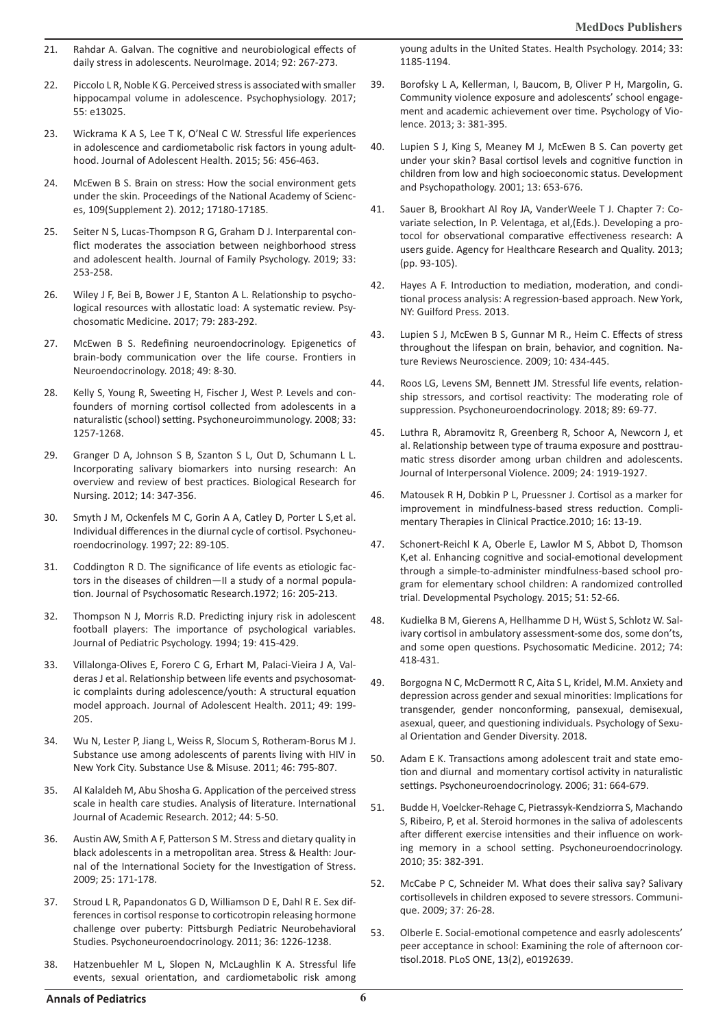21. Rahdar A. Galvan. The cognitive and neurobiological effects of daily stress in adolescents. NeuroImage. 2014; 92: 267-273.

22. Piccolo L R, Noble K G. Perceived stress is associated with smaller hippocampal volume in adolescence. Psychophysiology. 2017; 55: e13025.

23. Wickrama K A S, Lee T K, O'Neal C W. Stressful life experiences in adolescence and cardiometabolic risk factors in young adulthood. Journal of Adolescent Health. 2015; 56: 456-463.

24. McEwen B S. Brain on stress: How the social environment gets under the skin. Proceedings of the National Academy of Sciences, 109(Supplement 2). 2012; 17180-17185.

25. Seiter N S, Lucas-Thompson R G, Graham D J. Interparental conflict moderates the association between neighborhood stress and adolescent health. Journal of Family Psychology. 2019; 33: 253-258.

26. Wiley J F, Bei B, Bower J E, Stanton A L. Relationship to psychological resources with allostatic load: A systematic review. Psychosomatic Medicine. 2017; 79: 283-292.

27. McEwen B S. Redefining neuroendocrinology. Epigenetics of brain-body communication over the life course. Frontiers in Neuroendocrinology. 2018; 49: 8-30.

28. Kelly S, Young R, Sweeting H, Fischer J, West P. Levels and confounders of morning cortisol collected from adolescents in a naturalistic (school) setting. Psychoneuroimmunology. 2008; 33: 1257-1268.

29. Granger D A, Johnson S B, Szanton S L, Out D, Schumann L L. Incorporating salivary biomarkers into nursing research: An overview and review of best practices. Biological Research for Nursing. 2012; 14: 347-356.

30. Smyth J M, Ockenfels M C, Gorin A A, Catley D, Porter L S,et al. Individual differences in the diurnal cycle of cortisol. Psychoneuroendocrinology. 1997; 22: 89-105.

31. Coddington R D. The significance of life events as etiologic factors in the diseases of children—II a study of a normal population. Journal of Psychosomatic Research.1972; 16: 205-213.

32. Thompson N J, Morris R.D. Predicting injury risk in adolescent football players: The importance of psychological variables. Journal of Pediatric Psychology. 1994; 19: 415-429.

33. Villalonga-Olives E, Forero C G, Erhart M, Palaci-Vieira J A, Valderas J et al. Relationship between life events and psychosomatic complaints during adolescence/youth: A structural equation model approach. Journal of Adolescent Health. 2011; 49: 199-205.

34. Wu N, Lester P, Jiang L, Weiss R, Slocum S, Rotheram-Borus M J. Substance use among adolescents of parents living with HIV in New York City. Substance Use & Misuse. 2011; 46: 795-807.

35. Al Kalaldeh M, Abu Shosha G. Application of the perceived stress scale in health care studies. Analysis of literature. International Journal of Academic Research. 2012; 44: 5-50.

36. Austin AW, Smith A F, Patterson S M. Stress and dietary quality in black adolescents in a metropolitan area. Stress & Health: Journal of the International Society for the Investigation of Stress. 2009; 25: 171-178.

37. Stroud L R, Papandonatos G D, Williamson D E, Dahl R E. Sex differences in cortisol response to corticotropin releasing hormone challenge over puberty: Pittsburgh Pediatric Neurobehavioral Studies. Psychoneuroendocrinology. 2011; 36: 1226-1238.

38. Hatzenbuehler M L, Slopen N, McLaughlin K A. Stressful life events, sexual orientation, and cardiometabolic risk among young adults in the United States. Health Psychology. 2014; 33: 1185-1194.

39. Borofsky L A, Kellerman, I, Baucom, B, Oliver P H, Margolin, G. Community violence exposure and adolescents' school engagement and academic achievement over time. Psychology of Violence. 2013; 3: 381-395.

40. Lupien S J, King S, Meaney M J, McEwen B S. Can poverty get under your skin? Basal cortisol levels and cognitive function in children from low and high socioeconomic status. Development and Psychopathology. 2001; 13: 653-676.

41. Sauer B, Brookhart Al Roy JA, VanderWeele T J. Chapter 7: Covariate selection, In P. Velentaga, et al,(Eds.). Developing a protocol for observational comparative effectiveness research: A users guide. Agency for Healthcare Research and Quality. 2013; (pp. 93-105).

42. Hayes A F. Introduction to mediation, moderation, and conditional process analysis: A regression-based approach. New York, NY: Guilford Press. 2013.

43. Lupien S J, McEwen B S, Gunnar M R., Heim C. Effects of stress throughout the lifespan on brain, behavior, and cognition. Nature Reviews Neuroscience. 2009; 10: 434-445.

44. Roos LG, Levens SM, Bennett JM. Stressful life events, relationship stressors, and cortisol reactivity: The moderating role of suppression. Psychoneuroendocrinology. 2018; 89: 69-77.

45. Luthra R, Abramovitz R, Greenberg R, Schoor A, Newcorn J, et al. Relationship between type of trauma exposure and posttraumatic stress disorder among urban children and adolescents. Journal of Interpersonal Violence. 2009; 24: 1919-1927.

46. Matousek R H, Dobkin P L, Pruessner J. Cortisol as a marker for improvement in mindfulness-based stress reduction. Complimentary Therapies in Clinical Practice.2010; 16: 13-19.

47. Schonert-Reichl K A, Oberle E, Lawlor M S, Abbot D, Thomson K,et al. Enhancing cognitive and social-emotional development through a simple-to-administer mindfulness-based school program for elementary school children: A randomized controlled trial. Developmental Psychology. 2015; 51: 52-66.

48. Kudielka B M, Gierens A, Hellhamme D H, Wüst S, Schlotz W. Salivary cortisol in ambulatory assessment-some dos, some don'ts, and some open questions. Psychosomatic Medicine. 2012; 74: 418-431.

49. Borgogna N C, McDermott R C, Aita S L, Kridel, M.M. Anxiety and depression across gender and sexual minorities: Implications for transgender, gender nonconforming, pansexual, demisexual, asexual, queer, and questioning individuals. Psychology of Sexual Orientation and Gender Diversity. 2018.

50. Adam E K. Transactions among adolescent trait and state emotion and diurnal and momentary cortisol activity in naturalistic settings. Psychoneuroendocrinology. 2006; 31: 664-679.

51. Budde H, Voelcker-Rehage C, Pietrassyk-Kendziorra S, Machando S, Ribeiro, P, et al. Steroid hormones in the saliva of adolescents after different exercise intensities and their influence on working memory in a school setting. Psychoneuroendocrinology. 2010; 35: 382-391.

52. McCabe P C, Schneider M. What does their saliva say? Salivary cortisollevels in children exposed to severe stressors. Communique. 2009; 37: 26-28.

53. Olberle E. Social-emotional competence and easrly adolescents' peer acceptance in school: Examining the role of afternoon cortisol.2018. PLoS ONE, 13(2), e0192639.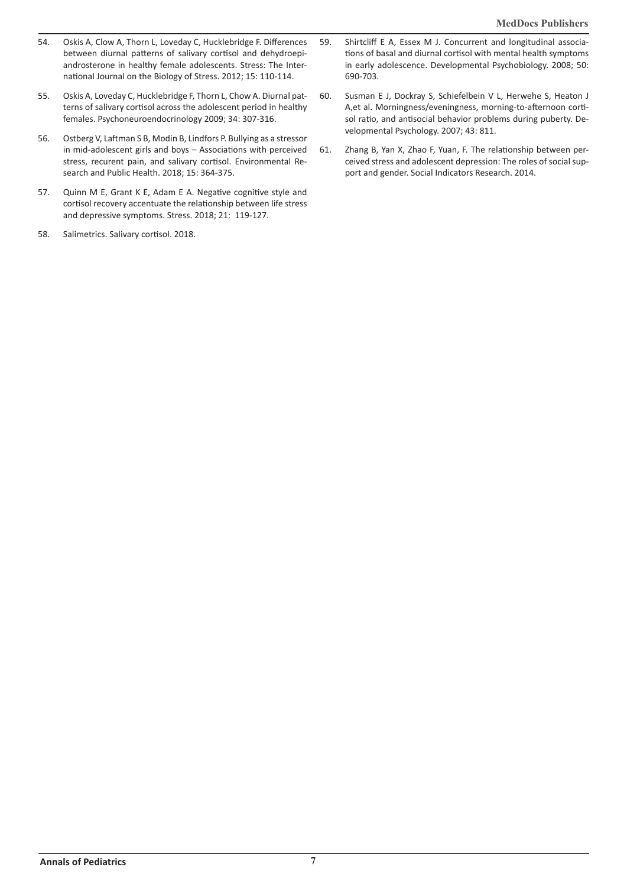54. Oskis A, Clow A, Thorn L, Loveday C, Hucklebridge F. Differences between diurnal patterns of salivary cortisol and dehydroepiandrosterone in healthy female adolescents. Stress: The International Journal on the Biology of Stress. 2012; 15: 110-114.

55. Oskis A, Loveday C, Hucklebridge F, Thorn L, Chow A. Diurnal patterns of salivary cortisol across the adolescent period in healthy females. Psychoneuroendocrinology 2009; 34: 307-316.

56. Ostberg V, Laftman S B, Modin B, Lindfors P. Bullying as a stressor in mid-adolescent girls and boys – Associations with perceived stress, recurent pain, and salivary cortisol. Environmental Research and Public Health. 2018; 15: 364-375.

57. Quinn M E, Grant K E, Adam E A. Negative cognitive style and cortisol recovery accentuate the relationship between life stress and depressive symptoms. Stress. 2018; 21: 119-127.

58. Salimetrics. Salivary cortisol. 2018.

59. Shirtcliff E A, Essex M J. Concurrent and longitudinal associations of basal and diurnal cortisol with mental health symptoms in early adolescence. Developmental Psychobiology. 2008; 50: 690-703.

60. Susman E J, Dockray S, Schiefelbein V L, Herwehe S, Heaton J A,et al. Morningness/eveningness, morning-to-afternoon cortisol ratio, and antisocial behavior problems during puberty. Developmental Psychology. 2007; 43: 811.

61. Zhang B, Yan X, Zhao F, Yuan, F. The relationship between perceived stress and adolescent depression: The roles of social support and gender. Social Indicators Research. 2014.